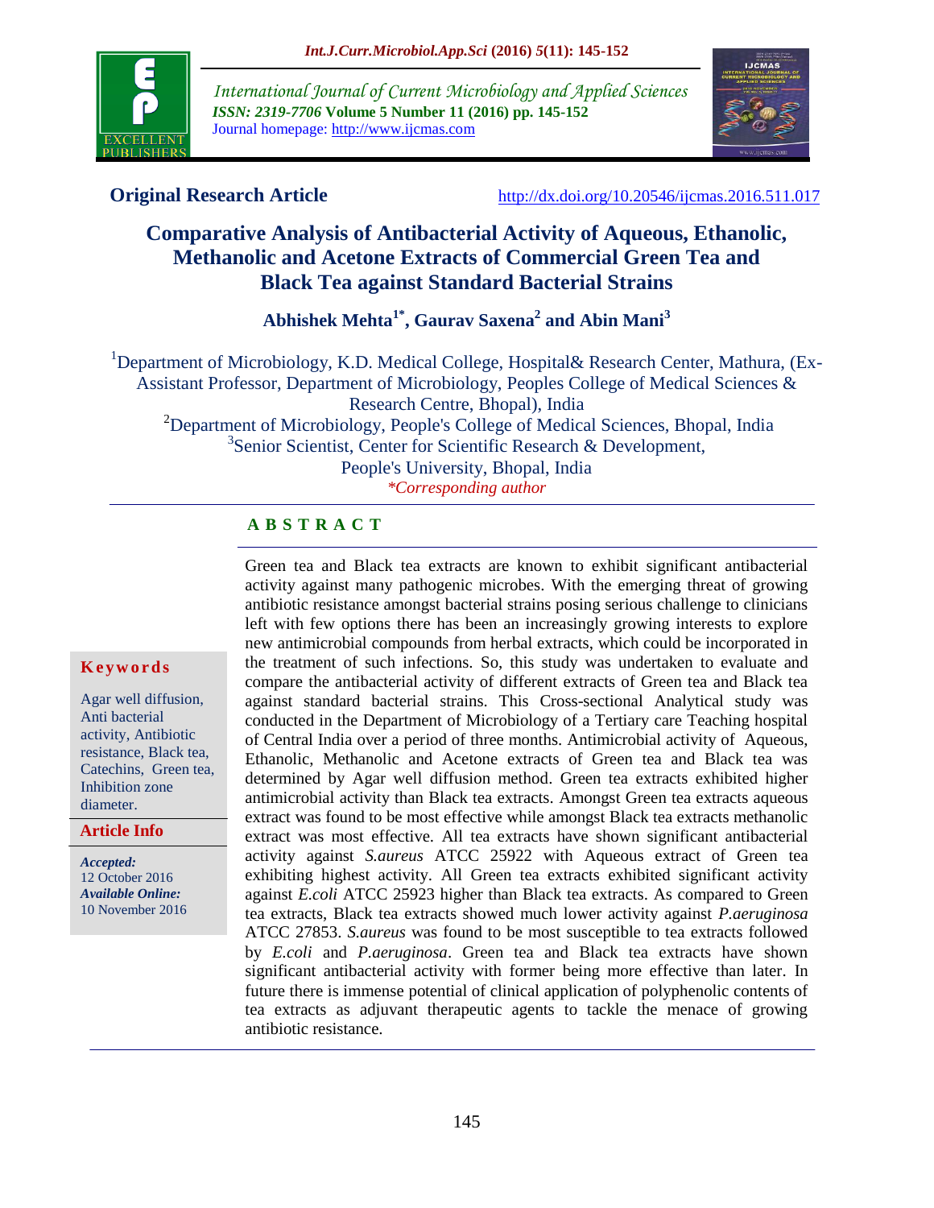**Original Research Article** http://dx.doi.org/10.20546/ijcmas.2016.511.017

# Comparative Analysis of Antibacterial Activity of Aqueous, Ethanolic, Methanolic and Acetone Extracts of Commercial Green Tea and Black Tea against Standard Bacterial Strains

**Abhishek Mehta[1*], Gaurav Saxena[2] and Abin Mani[3]**

[1]Department of Microbiology, K.D. Medical College, Hospital& Research Center, Mathura, (Ex-Assistant Professor, Department of Microbiology, Peoples College of Medical Sciences & Research Centre, Bhopal), India
[2]Department of Microbiology, People's College of Medical Sciences, Bhopal, India
[3]Senior Scientist, Center for Scientific Research & Development, People's University, Bhopal, India
*\*Corresponding author*

## ABSTRACT

Green tea and Black tea extracts are known to exhibit significant antibacterial activity against many pathogenic microbes. With the emerging threat of growing antibiotic resistance amongst bacterial strains posing serious challenge to clinicians left with few options there has been an increasingly growing interests to explore new antimicrobial compounds from herbal extracts, which could be incorporated in the treatment of such infections. So, this study was undertaken to evaluate and compare the antibacterial activity of different extracts of Green tea and Black tea against standard bacterial strains. This Cross-sectional Analytical study was conducted in the Department of Microbiology of a Tertiary care Teaching hospital of Central India over a period of three months. Antimicrobial activity of Aqueous, Ethanolic, Methanolic and Acetone extracts of Green tea and Black tea was determined by Agar well diffusion method. Green tea extracts exhibited higher antimicrobial activity than Black tea extracts. Amongst Green tea extracts aqueous extract was found to be most effective while amongst Black tea extracts methanolic extract was most effective. All tea extracts have shown significant antibacterial activity against *S.aureus* ATCC 25922 with Aqueous extract of Green tea exhibiting highest activity. All Green tea extracts exhibited significant activity against *E.coli* ATCC 25923 higher than Black tea extracts. As compared to Green tea extracts, Black tea extracts showed much lower activity against *P.aeruginosa* ATCC 27853. *S.aureus* was found to be most susceptible to tea extracts followed by *E.coli* and *P.aeruginosa*. Green tea and Black tea extracts have shown significant antibacterial activity with former being more effective than later. In future there is immense potential of clinical application of polyphenolic contents of tea extracts as adjuvant therapeutic agents to tackle the menace of growing antibiotic resistance.

**Keywords**

Agar well diffusion, Anti bacterial activity, Antibiotic resistance, Black tea, Catechins, Green tea, Inhibition zone diameter.

**Article Info**

*Accepted:*
12 October 2016
*Available Online:*
10 November 2016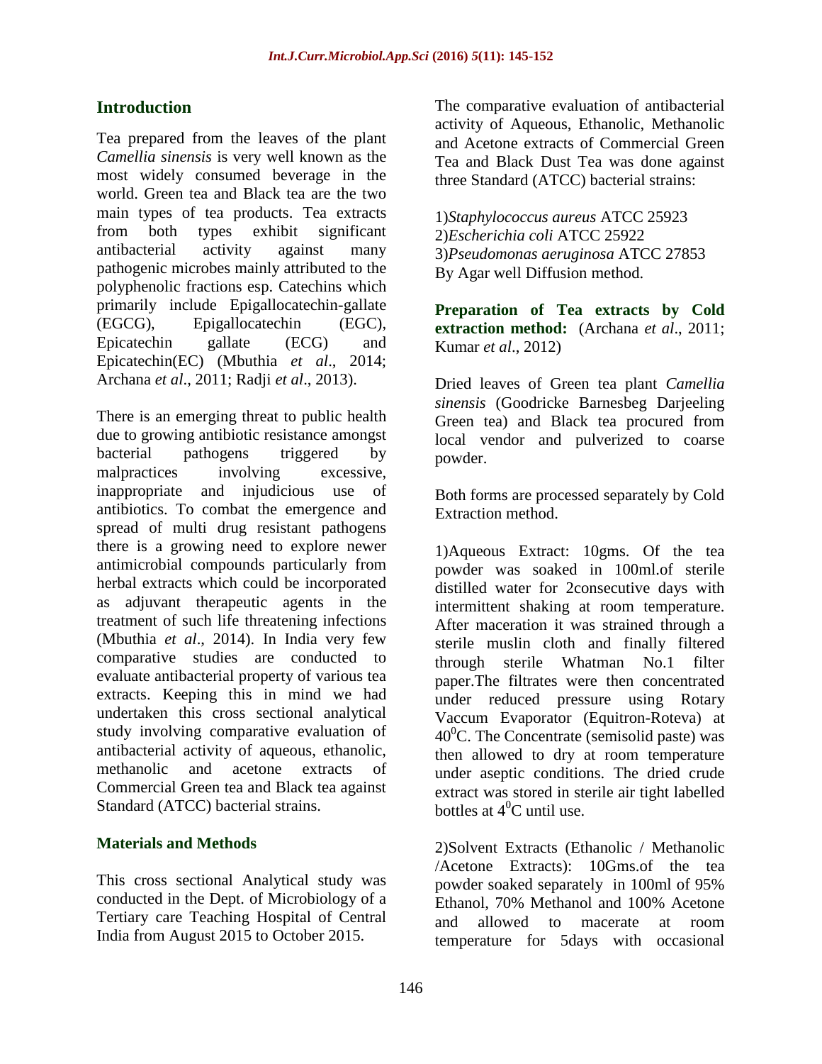## Introduction

Tea prepared from the leaves of the plant *Camellia sinensis* is very well known as the most widely consumed beverage in the world. Green tea and Black tea are the two main types of tea products. Tea extracts from both types exhibit significant antibacterial activity against many pathogenic microbes mainly attributed to the polyphenolic fractions esp. Catechins which primarily include Epigallocatechin-gallate (EGCG), Epigallocatechin (EGC), Epicatechin gallate (ECG) and Epicatechin(EC) (Mbuthia *et al*., 2014; Archana *et al*., 2011; Radji *et al*., 2013).

There is an emerging threat to public health due to growing antibiotic resistance amongst bacterial pathogens triggered by malpractices involving excessive, inappropriate and injudicious use of antibiotics. To combat the emergence and spread of multi drug resistant pathogens there is a growing need to explore newer antimicrobial compounds particularly from herbal extracts which could be incorporated as adjuvant therapeutic agents in the treatment of such life threatening infections (Mbuthia *et al*., 2014). In India very few comparative studies are conducted to evaluate antibacterial property of various tea extracts. Keeping this in mind we had undertaken this cross sectional analytical study involving comparative evaluation of antibacterial activity of aqueous, ethanolic, methanolic and acetone extracts of Commercial Green tea and Black tea against Standard (ATCC) bacterial strains.

## Materials and Methods

This cross sectional Analytical study was conducted in the Dept. of Microbiology of a Tertiary care Teaching Hospital of Central India from August 2015 to October 2015.

The comparative evaluation of antibacterial activity of Aqueous, Ethanolic, Methanolic and Acetone extracts of Commercial Green Tea and Black Dust Tea was done against three Standard (ATCC) bacterial strains:

1)*Staphylococcus aureus* ATCC 25923
2)*Escherichia coli* ATCC 25922
3)*Pseudomonas aeruginosa* ATCC 27853
By Agar well Diffusion method.

**Preparation of Tea extracts by Cold extraction method:** (Archana *et al*., 2011; Kumar *et al*., 2012)

Dried leaves of Green tea plant *Camellia sinensis* (Goodricke Barnesbeg Darjeeling Green tea) and Black tea procured from local vendor and pulverized to coarse powder.

Both forms are processed separately by Cold Extraction method.

1)Aqueous Extract: 10gms. Of the tea powder was soaked in 100ml.of sterile distilled water for 2consecutive days with intermittent shaking at room temperature. After maceration it was strained through a sterile muslin cloth and finally filtered through sterile Whatman No.1 filter paper.The filtrates were then concentrated under reduced pressure using Rotary Vaccum Evaporator (Equitron-Roteva) at $40^{0}$C. The Concentrate (semisolid paste) was then allowed to dry at room temperature under aseptic conditions. The dried crude extract was stored in sterile air tight labelled bottles at $4^{0}$C until use.

2)Solvent Extracts (Ethanolic / Methanolic /Acetone Extracts): 10Gms.of the tea powder soaked separately in 100ml of 95% Ethanol, 70% Methanol and 100% Acetone and allowed to macerate at room temperature for 5days with occasional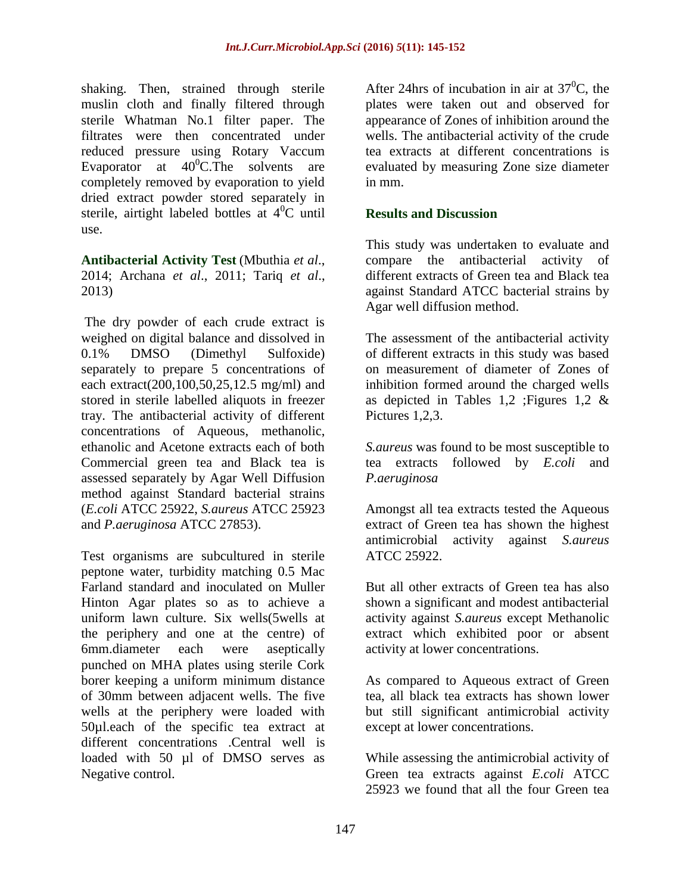shaking. Then, strained through sterile muslin cloth and finally filtered through sterile Whatman No.1 filter paper. The filtrates were then concentrated under reduced pressure using Rotary Vaccum Evaporator at $40^0$C.The solvents are completely removed by evaporation to yield dried extract powder stored separately in sterile, airtight labeled bottles at $4^0$C until use.

**Antibacterial Activity Test** (Mbuthia *et al*., 2014; Archana *et al*., 2011; Tariq *et al*., 2013)

The dry powder of each crude extract is weighed on digital balance and dissolved in 0.1% DMSO (Dimethyl Sulfoxide) separately to prepare 5 concentrations of each extract(200,100,50,25,12.5 mg/ml) and stored in sterile labelled aliquots in freezer tray. The antibacterial activity of different concentrations of Aqueous, methanolic, ethanolic and Acetone extracts each of both Commercial green tea and Black tea is assessed separately by Agar Well Diffusion method against Standard bacterial strains (*E.coli* ATCC 25922, *S.aureus* ATCC 25923 and *P.aeruginosa* ATCC 27853).

Test organisms are subcultured in sterile peptone water, turbidity matching 0.5 Mac Farland standard and inoculated on Muller Hinton Agar plates so as to achieve a uniform lawn culture. Six wells(5wells at the periphery and one at the centre) of 6mm.diameter each were aseptically punched on MHA plates using sterile Cork borer keeping a uniform minimum distance of 30mm between adjacent wells. The five wells at the periphery were loaded with 50µl.each of the specific tea extract at different concentrations .Central well is loaded with 50 µl of DMSO serves as Negative control.

After 24hrs of incubation in air at $37^0$C, the plates were taken out and observed for appearance of Zones of inhibition around the wells. The antibacterial activity of the crude tea extracts at different concentrations is evaluated by measuring Zone size diameter in mm.

## Results and Discussion

This study was undertaken to evaluate and compare the antibacterial activity of different extracts of Green tea and Black tea against Standard ATCC bacterial strains by Agar well diffusion method.

The assessment of the antibacterial activity of different extracts in this study was based on measurement of diameter of Zones of inhibition formed around the charged wells as depicted in Tables 1,2 ;Figures 1,2 & Pictures 1,2,3.

*S.aureus* was found to be most susceptible to tea extracts followed by *E.coli* and *P.aeruginosa*

Amongst all tea extracts tested the Aqueous extract of Green tea has shown the highest antimicrobial activity against *S.aureus* ATCC 25922.

But all other extracts of Green tea has also shown a significant and modest antibacterial activity against *S.aureus* except Methanolic extract which exhibited poor or absent activity at lower concentrations.

As compared to Aqueous extract of Green tea, all black tea extracts has shown lower but still significant antimicrobial activity except at lower concentrations.

While assessing the antimicrobial activity of Green tea extracts against *E.coli* ATCC 25923 we found that all the four Green tea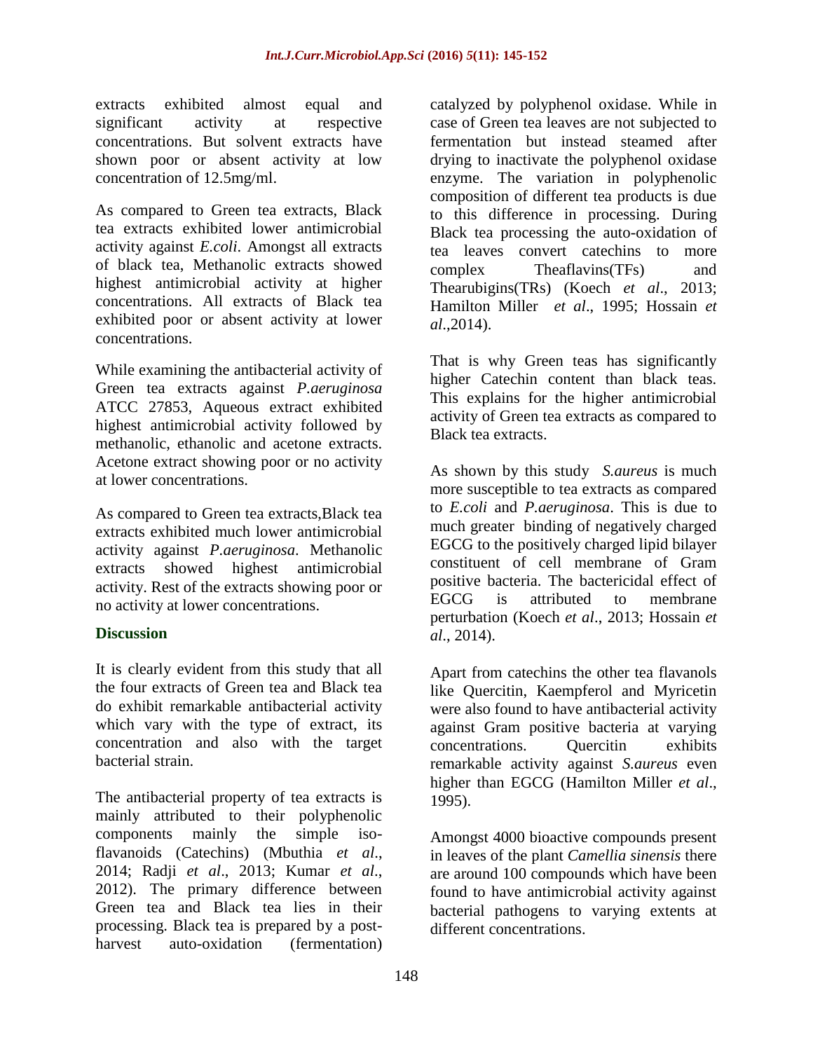extracts exhibited almost equal and significant activity at respective concentrations. But solvent extracts have shown poor or absent activity at low concentration of 12.5mg/ml.

As compared to Green tea extracts, Black tea extracts exhibited lower antimicrobial activity against *E.coli*. Amongst all extracts of black tea, Methanolic extracts showed highest antimicrobial activity at higher concentrations. All extracts of Black tea exhibited poor or absent activity at lower concentrations.

While examining the antibacterial activity of Green tea extracts against *P.aeruginosa* ATCC 27853, Aqueous extract exhibited highest antimicrobial activity followed by methanolic, ethanolic and acetone extracts. Acetone extract showing poor or no activity at lower concentrations.

As compared to Green tea extracts,Black tea extracts exhibited much lower antimicrobial activity against *P.aeruginosa*. Methanolic extracts showed highest antimicrobial activity. Rest of the extracts showing poor or no activity at lower concentrations.

## Discussion

It is clearly evident from this study that all the four extracts of Green tea and Black tea do exhibit remarkable antibacterial activity which vary with the type of extract, its concentration and also with the target bacterial strain.

The antibacterial property of tea extracts is mainly attributed to their polyphenolic components mainly the simple iso-flavanoids (Catechins) (Mbuthia *et al*., 2014; Radji *et al*., 2013; Kumar *et al*., 2012). The primary difference between Green tea and Black tea lies in their processing. Black tea is prepared by a post-harvest auto-oxidation (fermentation) catalyzed by polyphenol oxidase. While in case of Green tea leaves are not subjected to fermentation but instead steamed after drying to inactivate the polyphenol oxidase enzyme. The variation in polyphenolic composition of different tea products is due to this difference in processing. During Black tea processing the auto-oxidation of tea leaves convert catechins to more complex Theaflavins(TFs) and Thearubigins(TRs) (Koech *et al*., 2013; Hamilton Miller *et al*., 1995; Hossain *et al*.,2014).

That is why Green teas has significantly higher Catechin content than black teas. This explains for the higher antimicrobial activity of Green tea extracts as compared to Black tea extracts.

As shown by this study *S.aureus* is much more susceptible to tea extracts as compared to *E.coli* and *P.aeruginosa*. This is due to much greater binding of negatively charged EGCG to the positively charged lipid bilayer constituent of cell membrane of Gram positive bacteria. The bactericidal effect of EGCG is attributed to membrane perturbation (Koech *et al*., 2013; Hossain *et al*., 2014).

Apart from catechins the other tea flavanols like Quercitin, Kaempferol and Myricetin were also found to have antibacterial activity against Gram positive bacteria at varying concentrations. Quercitin exhibits remarkable activity against *S.aureus* even higher than EGCG (Hamilton Miller *et al*., 1995).

Amongst 4000 bioactive compounds present in leaves of the plant *Camellia sinensis* there are around 100 compounds which have been found to have antimicrobial activity against bacterial pathogens to varying extents at different concentrations.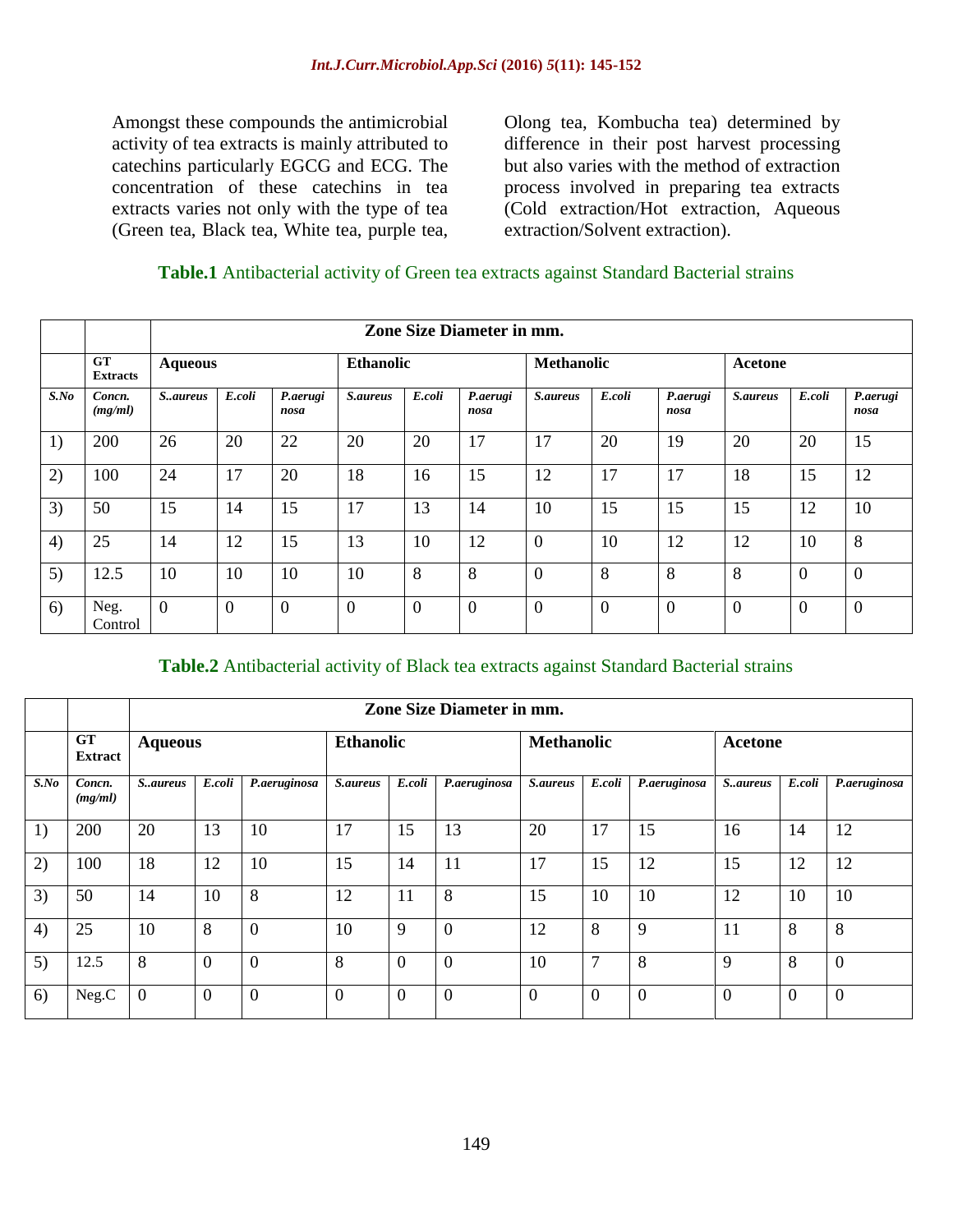Amongst these compounds the antimicrobial activity of tea extracts is mainly attributed to catechins particularly EGCG and ECG. The concentration of these catechins in tea extracts varies not only with the type of tea (Green tea, Black tea, White tea, purple tea, Olong tea, Kombucha tea) determined by difference in their post harvest processing but also varies with the method of extraction process involved in preparing tea extracts (Cold extraction/Hot extraction, Aqueous extraction/Solvent extraction).

**Table.1** Antibacterial activity of Green tea extracts against Standard Bacterial strains

| | | Zone Size Diameter in mm. | | | | | | | | | | | |
|---|---|---|---|---|---|---|---|---|---|---|---|---|---|
| | **GT Extracts** | **Aqueous** | | | **Ethanolic** | | | **Methanolic** | | | **Acetone** | | |
| ***S.No*** | ***Concn. (mg/ml)*** | ***S..aureus*** | ***E.coli*** | ***P.aeruginosa*** | ***S.aureus*** | ***E.coli*** | ***P.aeruginosa*** | ***S.aureus*** | ***E.coli*** | ***P.aeruginosa*** | ***S.aureus*** | ***E.coli*** | ***P.aeruginosa*** |
| 1) | 200 | 26 | 20 | 22 | 20 | 20 | 17 | 17 | 20 | 19 | 20 | 20 | 15 |
| 2) | 100 | 24 | 17 | 20 | 18 | 16 | 15 | 12 | 17 | 17 | 18 | 15 | 12 |
| 3) | 50 | 15 | 14 | 15 | 17 | 13 | 14 | 10 | 15 | 15 | 15 | 12 | 10 |
| 4) | 25 | 14 | 12 | 15 | 13 | 10 | 12 | 0 | 10 | 12 | 12 | 10 | 8 |
| 5) | 12.5 | 10 | 10 | 10 | 10 | 8 | 8 | 0 | 8 | 8 | 8 | 0 | 0 |
| 6) | Neg. Control | 0 | 0 | 0 | 0 | 0 | 0 | 0 | 0 | 0 | 0 | 0 | 0 |

**Table.2** Antibacterial activity of Black tea extracts against Standard Bacterial strains

| | | Zone Size Diameter in mm. | | | | | | | | | | | |
|---|---|---|---|---|---|---|---|---|---|---|---|---|---|
| | **GT Extract** | **Aqueous** | | | **Ethanolic** | | | **Methanolic** | | | **Acetone** | | |
| ***S.No*** | ***Concn. (mg/ml)*** | ***S..aureus*** | ***E.coli*** | ***P.aeruginosa*** | ***S.aureus*** | ***E.coli*** | ***P.aeruginosa*** | ***S.aureus*** | ***E.coli*** | ***P.aeruginosa*** | ***S..aureus*** | ***E.coli*** | ***P.aeruginosa*** |
| 1) | 200 | 20 | 13 | 10 | 17 | 15 | 13 | 20 | 17 | 15 | 16 | 14 | 12 |
| 2) | 100 | 18 | 12 | 10 | 15 | 14 | 11 | 17 | 15 | 12 | 15 | 12 | 12 |
| 3) | 50 | 14 | 10 | 8 | 12 | 11 | 8 | 15 | 10 | 10 | 12 | 10 | 10 |
| 4) | 25 | 10 | 8 | 0 | 10 | 9 | 0 | 12 | 8 | 9 | 11 | 8 | 8 |
| 5) | 12.5 | 8 | 0 | 0 | 8 | 0 | 0 | 10 | 7 | 8 | 9 | 8 | 0 |
| 6) | Neg.C | 0 | 0 | 0 | 0 | 0 | 0 | 0 | 0 | 0 | 0 | 0 | 0 |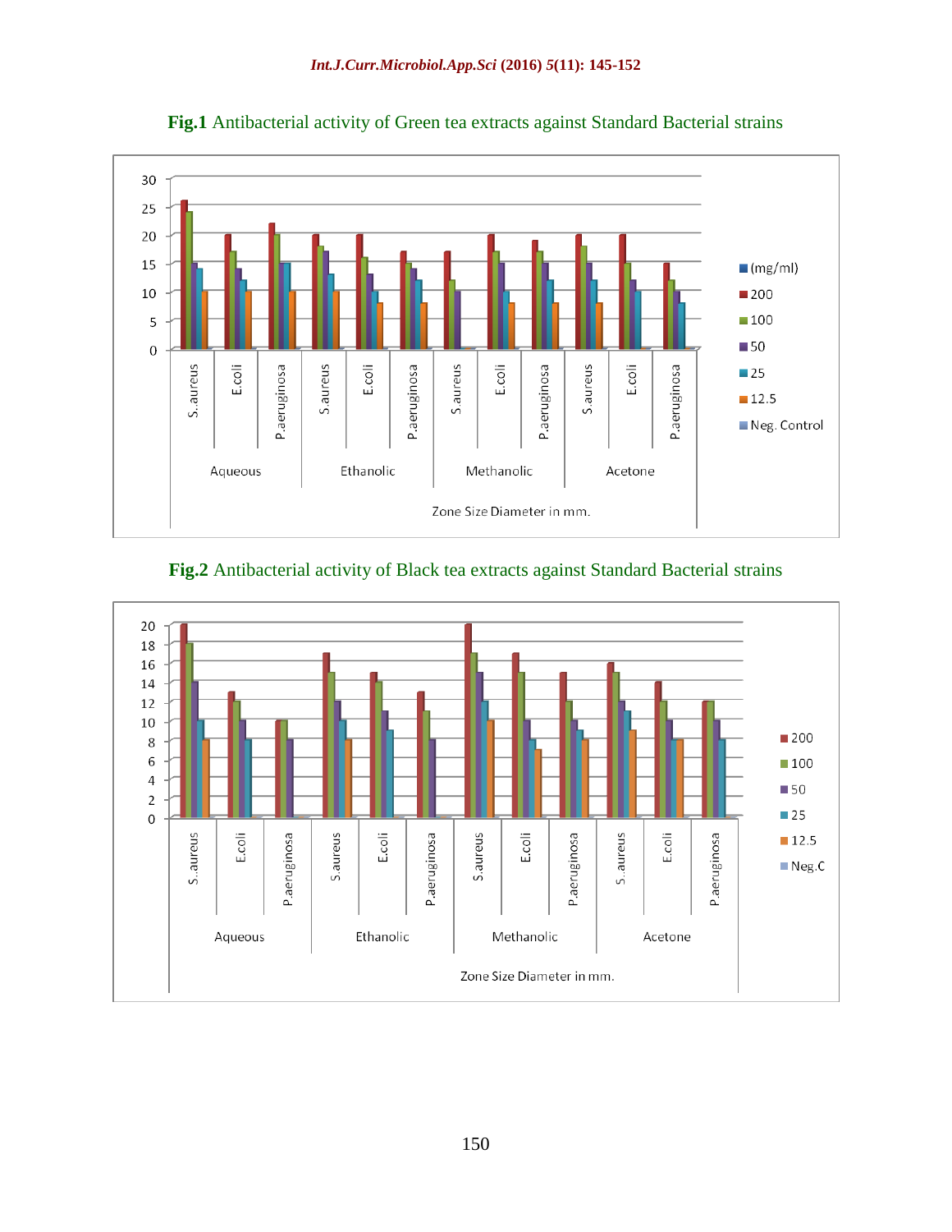**Fig.1** Antibacterial activity of Green tea extracts against Standard Bacterial strains

**Fig.2** Antibacterial activity of Black tea extracts against Standard Bacterial strains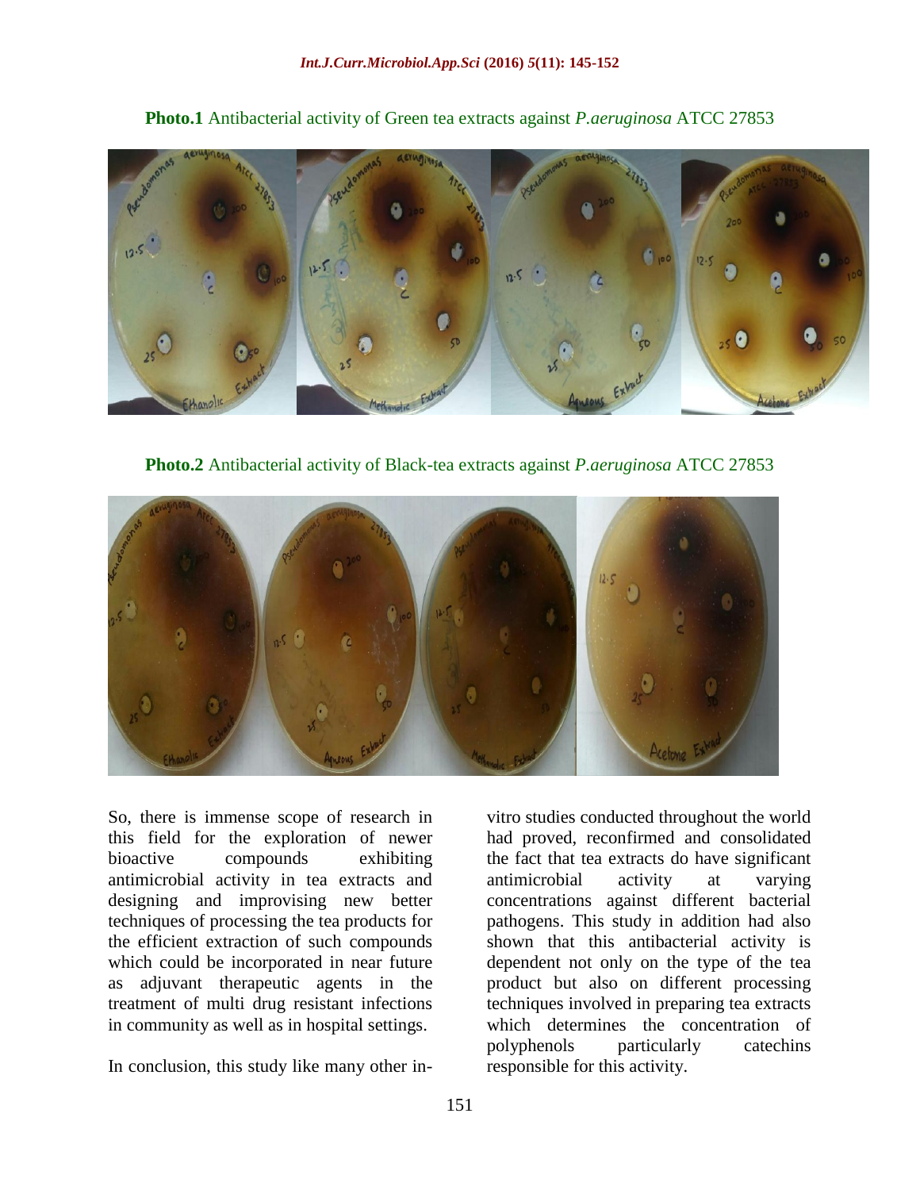**Photo.1** Antibacterial activity of Green tea extracts against *P.aeruginosa* ATCC 27853

**Photo.2** Antibacterial activity of Black-tea extracts against *P.aeruginosa* ATCC 27853

So, there is immense scope of research in this field for the exploration of newer bioactive compounds exhibiting antimicrobial activity in tea extracts and designing and improvising new better techniques of processing the tea products for the efficient extraction of such compounds which could be incorporated in near future as adjuvant therapeutic agents in the treatment of multi drug resistant infections in community as well as in hospital settings.

In conclusion, this study like many other in-vitro studies conducted throughout the world had proved, reconfirmed and consolidated the fact that tea extracts do have significant antimicrobial activity at varying concentrations against different bacterial pathogens. This study in addition had also shown that this antibacterial activity is dependent not only on the type of the tea product but also on different processing techniques involved in preparing tea extracts which determines the concentration of polyphenols particularly catechins responsible for this activity.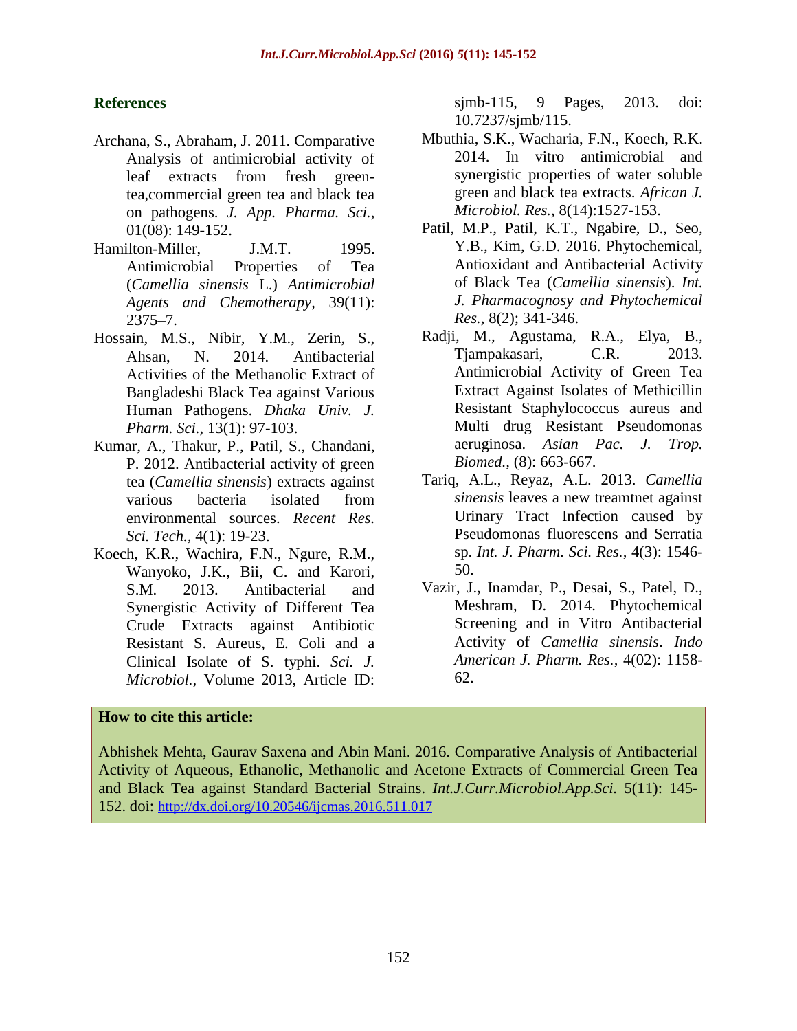## References

Archana, S., Abraham, J. 2011. Comparative Analysis of antimicrobial activity of leaf extracts from fresh green-tea,commercial green tea and black tea on pathogens. *J. App. Pharma. Sci.*, 01(08): 149-152.

Hamilton-Miller, J.M.T. 1995. Antimicrobial Properties of Tea (*Camellia sinensis* L.) *Antimicrobial Agents and Chemotherapy*, 39(11): 2375–7.

Hossain, M.S., Nibir, Y.M., Zerin, S., Ahsan, N. 2014. Antibacterial Activities of the Methanolic Extract of Bangladeshi Black Tea against Various Human Pathogens. *Dhaka Univ. J. Pharm. Sci.*, 13(1): 97-103.

Kumar, A., Thakur, P., Patil, S., Chandani, P. 2012. Antibacterial activity of green tea (*Camellia sinensis*) extracts against various bacteria isolated from environmental sources. *Recent Res. Sci. Tech.*, 4(1): 19-23.

Koech, K.R., Wachira, F.N., Ngure, R.M., Wanyoko, J.K., Bii, C. and Karori, S.M. 2013. Antibacterial and Synergistic Activity of Different Tea Crude Extracts against Antibiotic Resistant S. Aureus, E. Coli and a Clinical Isolate of S. typhi. *Sci. J. Microbiol.*, Volume 2013, Article ID: sjmb-115, 9 Pages, 2013. doi: 10.7237/sjmb/115.

Mbuthia, S.K., Wacharia, F.N., Koech, R.K. 2014. In vitro antimicrobial and synergistic properties of water soluble green and black tea extracts. *African J. Microbiol. Res.*, 8(14):1527-153.

Patil, M.P., Patil, K.T., Ngabire, D., Seo, Y.B., Kim, G.D. 2016. Phytochemical, Antioxidant and Antibacterial Activity of Black Tea (*Camellia sinensis*). *Int. J. Pharmacognosy and Phytochemical Res.*, 8(2); 341-346.

Radji, M., Agustama, R.A., Elya, B., Tjampakasari, C.R. 2013. Antimicrobial Activity of Green Tea Extract Against Isolates of Methicillin Resistant Staphylococcus aureus and Multi drug Resistant Pseudomonas aeruginosa. *Asian Pac. J. Trop. Biomed.*, (8): 663-667.

Tariq, A.L., Reyaz, A.L. 2013. *Camellia sinensis* leaves a new treamtnet against Urinary Tract Infection caused by Pseudomonas fluorescens and Serratia sp. *Int. J. Pharm. Sci. Res.*, 4(3): 1546-50.

Vazir, J., Inamdar, P., Desai, S., Patel, D., Meshram, D. 2014. Phytochemical Screening and in Vitro Antibacterial Activity of *Camellia sinensis*. *Indo American J. Pharm. Res.*, 4(02): 1158-62.

**How to cite this article:**

Abhishek Mehta, Gaurav Saxena and Abin Mani. 2016. Comparative Analysis of Antibacterial Activity of Aqueous, Ethanolic, Methanolic and Acetone Extracts of Commercial Green Tea and Black Tea against Standard Bacterial Strains. *Int.J.Curr.Microbiol.App.Sci.* 5(11): 145-152. doi: http://dx.doi.org/10.20546/ijcmas.2016.511.017